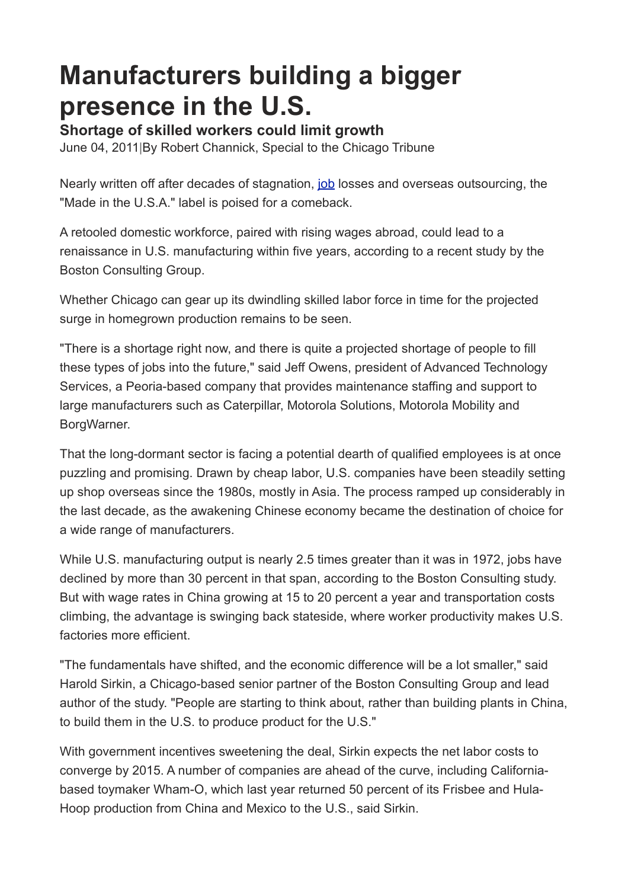# Manufacturers building a bigger presence in the U.S.

## Shortage of skilled workers could limit growth

June 04, 2011|By Robert Channick, Special to the Chicago Tribune

Nearly written off after decades of stagnation, job losses and overseas outsourcing, the "Made in the U.S.A." label is poised for a comeback.

A retooled domestic workforce, paired with rising wages abroad, could lead to a renaissance in U.S. manufacturing within five years, according to a recent study by the Boston Consulting Group.

Whether Chicago can gear up its dwindling skilled labor force in time for the projected surge in homegrown production remains to be seen.

"There is a shortage right now, and there is quite a projected shortage of people to fill these types of jobs into the future," said Jeff Owens, president of Advanced Technology Services, a Peoria-based company that provides maintenance staffing and support to large manufacturers such as Caterpillar, Motorola Solutions, Motorola Mobility and BorgWarner.

That the long-dormant sector is facing a potential dearth of qualified employees is at once puzzling and promising. Drawn by cheap labor, U.S. companies have been steadily setting up shop overseas since the 1980s, mostly in Asia. The process ramped up considerably in the last decade, as the awakening Chinese economy became the destination of choice for a wide range of manufacturers.

While U.S. manufacturing output is nearly 2.5 times greater than it was in 1972, jobs have declined by more than 30 percent in that span, according to the Boston Consulting study. But with wage rates in China growing at 15 to 20 percent a year and transportation costs climbing, the advantage is swinging back stateside, where worker productivity makes U.S. factories more efficient.

"The fundamentals have shifted, and the economic difference will be a lot smaller," said Harold Sirkin, a Chicago-based senior partner of the Boston Consulting Group and lead author of the study. "People are starting to think about, rather than building plants in China, to build them in the U.S. to produce product for the U.S."

With government incentives sweetening the deal, Sirkin expects the net labor costs to converge by 2015. A number of companies are ahead of the curve, including California-based toymaker Wham-O, which last year returned 50 percent of its Frisbee and Hula-Hoop production from China and Mexico to the U.S., said Sirkin.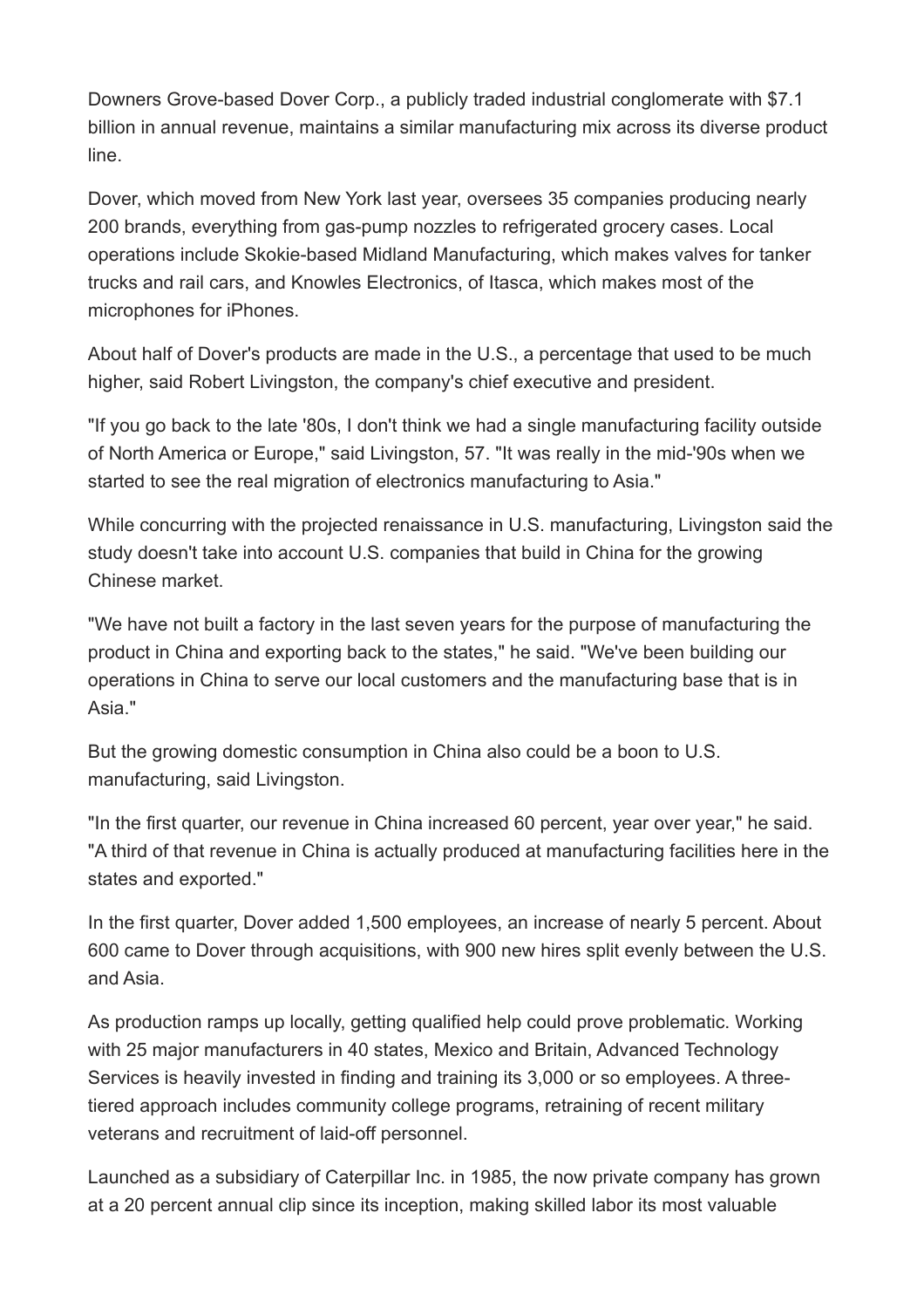Downers Grove-based Dover Corp., a publicly traded industrial conglomerate with $7.1 billion in annual revenue, maintains a similar manufacturing mix across its diverse product line.

Dover, which moved from New York last year, oversees 35 companies producing nearly 200 brands, everything from gas-pump nozzles to refrigerated grocery cases. Local operations include Skokie-based Midland Manufacturing, which makes valves for tanker trucks and rail cars, and Knowles Electronics, of Itasca, which makes most of the microphones for iPhones.

About half of Dover's products are made in the U.S., a percentage that used to be much higher, said Robert Livingston, the company's chief executive and president.

"If you go back to the late '80s, I don't think we had a single manufacturing facility outside of North America or Europe," said Livingston, 57. "It was really in the mid-'90s when we started to see the real migration of electronics manufacturing to Asia."

While concurring with the projected renaissance in U.S. manufacturing, Livingston said the study doesn't take into account U.S. companies that build in China for the growing Chinese market.

"We have not built a factory in the last seven years for the purpose of manufacturing the product in China and exporting back to the states," he said. "We've been building our operations in China to serve our local customers and the manufacturing base that is in Asia."

But the growing domestic consumption in China also could be a boon to U.S. manufacturing, said Livingston.

"In the first quarter, our revenue in China increased 60 percent, year over year," he said. "A third of that revenue in China is actually produced at manufacturing facilities here in the states and exported."

In the first quarter, Dover added 1,500 employees, an increase of nearly 5 percent. About 600 came to Dover through acquisitions, with 900 new hires split evenly between the U.S. and Asia.

As production ramps up locally, getting qualified help could prove problematic. Working with 25 major manufacturers in 40 states, Mexico and Britain, Advanced Technology Services is heavily invested in finding and training its 3,000 or so employees. A three-tiered approach includes community college programs, retraining of recent military veterans and recruitment of laid-off personnel.

Launched as a subsidiary of Caterpillar Inc. in 1985, the now private company has grown at a 20 percent annual clip since its inception, making skilled labor its most valuable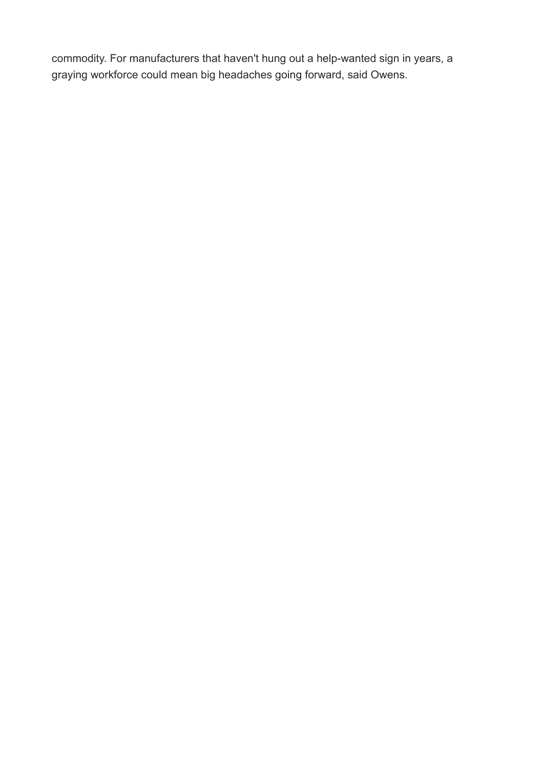commodity. For manufacturers that haven't hung out a help-wanted sign in years, a graying workforce could mean big headaches going forward, said Owens.